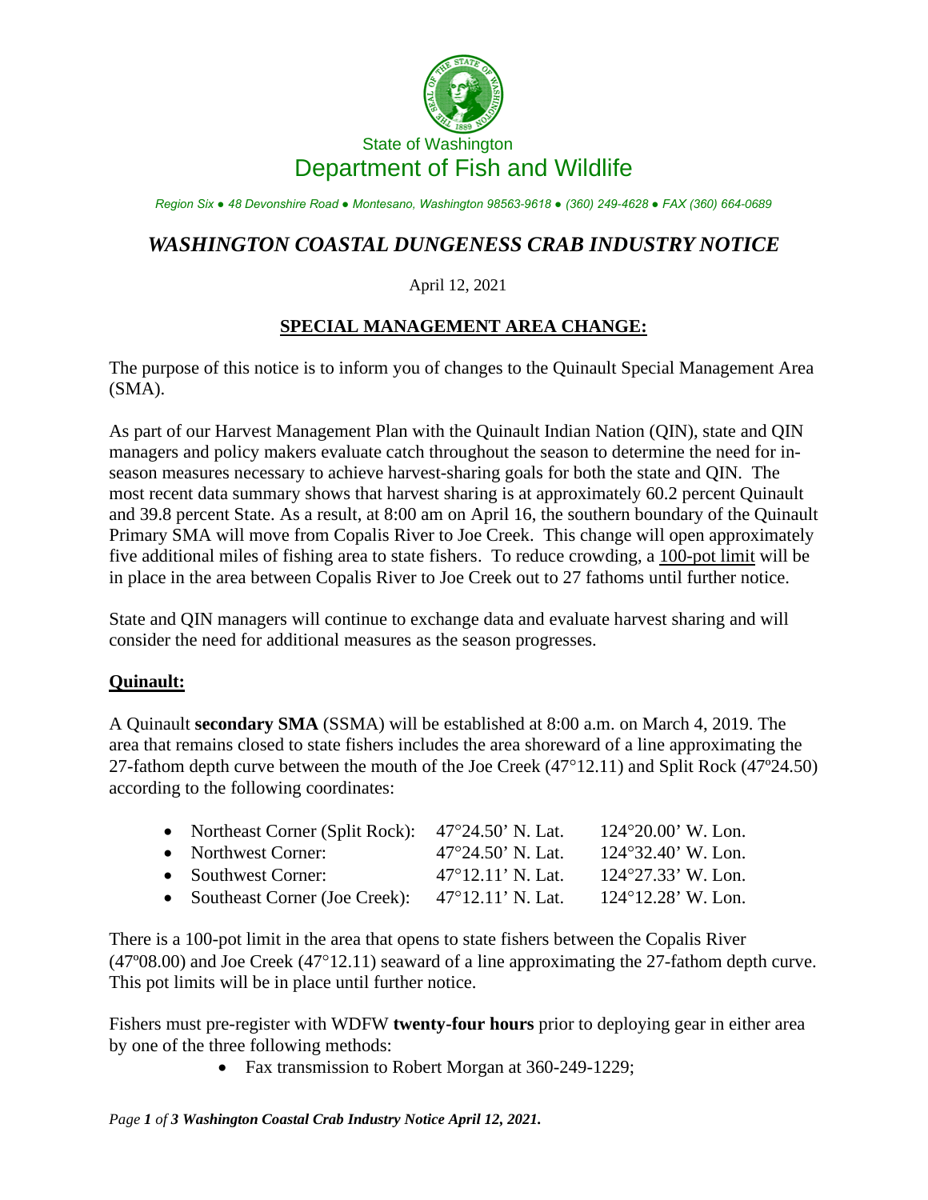State of Washington

Department of Fish and Wildlife

*Region Six ● 48 Devonshire Road ● Montesano, Washington 98563-9618 ● (360) 249-4628 ● FAX (360) 664-0689*

# *WASHINGTON COASTAL DUNGENESS CRAB INDUSTRY NOTICE*

April 12, 2021

## SPECIAL MANAGEMENT AREA CHANGE:

The purpose of this notice is to inform you of changes to the Quinault Special Management Area (SMA).

As part of our Harvest Management Plan with the Quinault Indian Nation (QIN), state and QIN managers and policy makers evaluate catch throughout the season to determine the need for in-season measures necessary to achieve harvest-sharing goals for both the state and QIN. The most recent data summary shows that harvest sharing is at approximately 60.2 percent Quinault and 39.8 percent State. As a result, at 8:00 am on April 16, the southern boundary of the Quinault Primary SMA will move from Copalis River to Joe Creek. This change will open approximately five additional miles of fishing area to state fishers. To reduce crowding, a 100-pot limit will be in place in the area between Copalis River to Joe Creek out to 27 fathoms until further notice.

State and QIN managers will continue to exchange data and evaluate harvest sharing and will consider the need for additional measures as the season progresses.

## Quinault:

A Quinault **secondary SMA** (SSMA) will be established at 8:00 a.m. on March 4, 2019. The area that remains closed to state fishers includes the area shoreward of a line approximating the 27-fathom depth curve between the mouth of the Joe Creek (47°12.11) and Split Rock (47º24.50) according to the following coordinates:

- Northeast Corner (Split Rock): 47°24.50' N. Lat. 124°20.00' W. Lon.
- Northwest Corner: 47°24.50' N. Lat. 124°32.40' W. Lon.
- Southwest Corner: 47°12.11' N. Lat. 124°27.33' W. Lon.
- Southeast Corner (Joe Creek): 47°12.11' N. Lat. 124°12.28' W. Lon.

There is a 100-pot limit in the area that opens to state fishers between the Copalis River (47º08.00) and Joe Creek (47°12.11) seaward of a line approximating the 27-fathom depth curve. This pot limits will be in place until further notice.

Fishers must pre-register with WDFW **twenty-four hours** prior to deploying gear in either area by one of the three following methods:

- Fax transmission to Robert Morgan at 360-249-1229;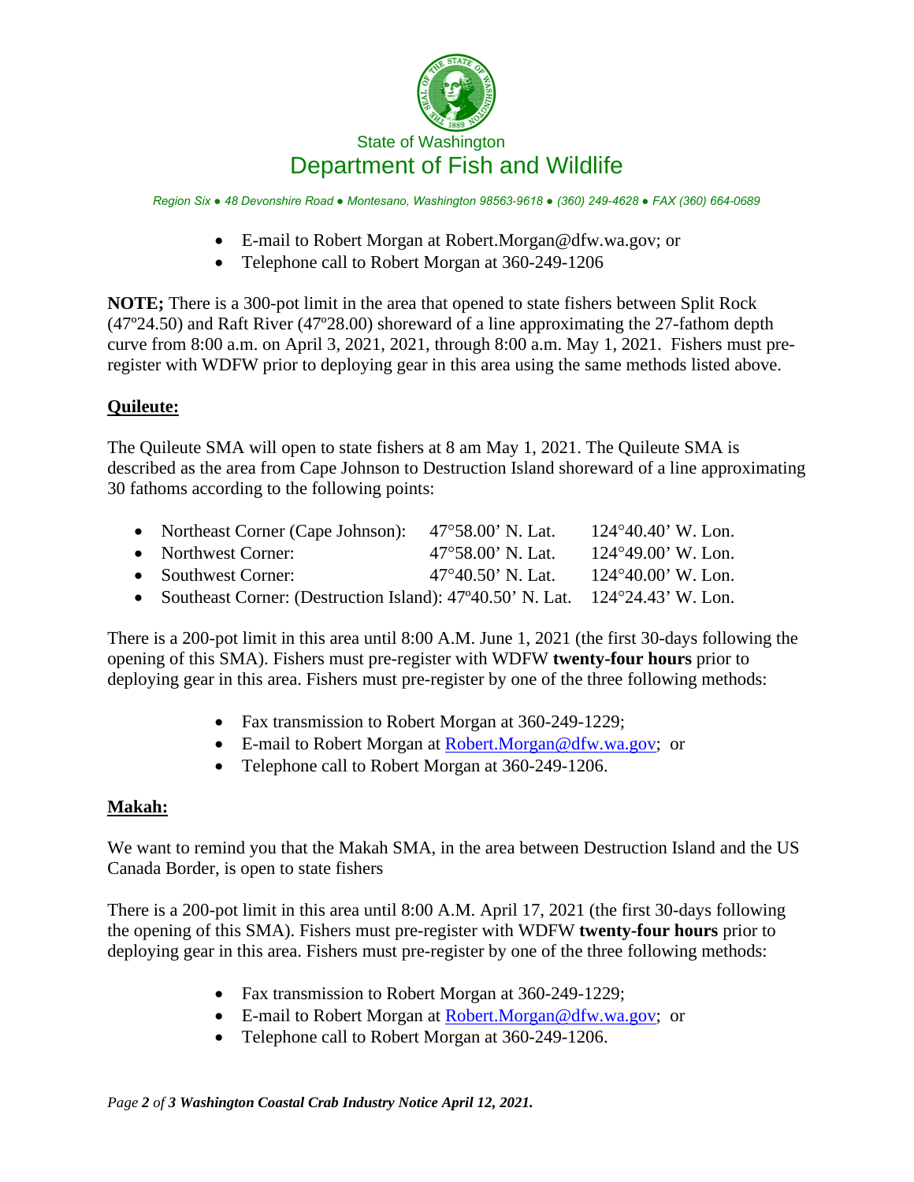- E-mail to Robert Morgan at Robert.Morgan@dfw.wa.gov; or
- Telephone call to Robert Morgan at 360-249-1206

**NOTE;** There is a 300-pot limit in the area that opened to state fishers between Split Rock (47º24.50) and Raft River (47º28.00) shoreward of a line approximating the 27-fathom depth curve from 8:00 a.m. on April 3, 2021, 2021, through 8:00 a.m. May 1, 2021. Fishers must pre-register with WDFW prior to deploying gear in this area using the same methods listed above.

## Quileute:

The Quileute SMA will open to state fishers at 8 am May 1, 2021. The Quileute SMA is described as the area from Cape Johnson to Destruction Island shoreward of a line approximating 30 fathoms according to the following points:

- Northeast Corner (Cape Johnson): 47°58.00' N. Lat. 124°40.40' W. Lon.
- Northwest Corner: 47°58.00' N. Lat. 124°49.00' W. Lon.
- Southwest Corner: 47°40.50' N. Lat. 124°40.00' W. Lon.
- Southeast Corner: (Destruction Island): 47º40.50' N. Lat. 124°24.43' W. Lon.

There is a 200-pot limit in this area until 8:00 A.M. June 1, 2021 (the first 30-days following the opening of this SMA). Fishers must pre-register with WDFW **twenty-four hours** prior to deploying gear in this area. Fishers must pre-register by one of the three following methods:

- Fax transmission to Robert Morgan at 360-249-1229;
- E-mail to Robert Morgan at Robert.Morgan@dfw.wa.gov; or
- Telephone call to Robert Morgan at 360-249-1206.

## Makah:

We want to remind you that the Makah SMA, in the area between Destruction Island and the US Canada Border, is open to state fishers

There is a 200-pot limit in this area until 8:00 A.M. April 17, 2021 (the first 30-days following the opening of this SMA). Fishers must pre-register with WDFW **twenty-four hours** prior to deploying gear in this area. Fishers must pre-register by one of the three following methods:

- Fax transmission to Robert Morgan at 360-249-1229;
- E-mail to Robert Morgan at Robert.Morgan@dfw.wa.gov; or
- Telephone call to Robert Morgan at 360-249-1206.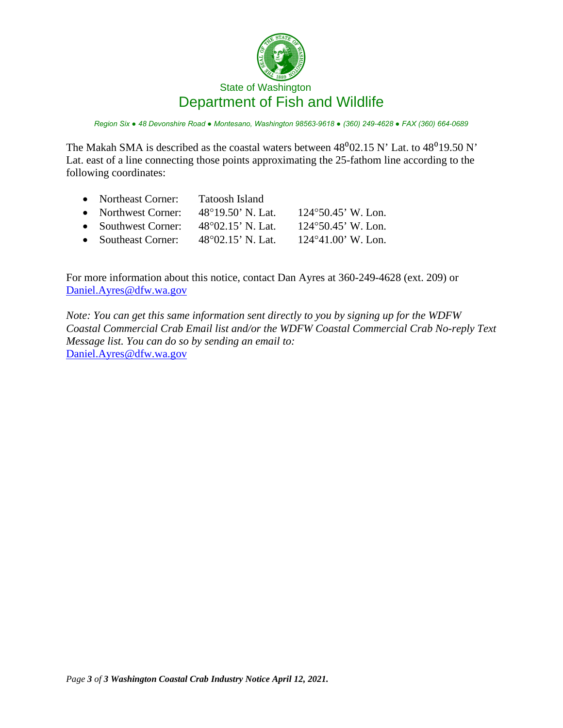State of Washington
# Department of Fish and Wildlife

*Region Six ● 48 Devonshire Road ● Montesano, Washington 98563-9618 ● (360) 249-4628 ● FAX (360) 664-0689*

The Makah SMA is described as the coastal waters between $48^{0}$02.15 N' Lat. to $48^{0}$19.50 N' Lat. east of a line connecting those points approximating the 25-fathom line according to the following coordinates:

- Northeast Corner: Tatoosh Island
- Northwest Corner: 48°19.50' N. Lat. 124°50.45' W. Lon.
- Southwest Corner: 48°02.15' N. Lat. 124°50.45' W. Lon.
- Southeast Corner: 48°02.15' N. Lat. 124°41.00' W. Lon.

For more information about this notice, contact Dan Ayres at 360-249-4628 (ext. 209) or Daniel.Ayres@dfw.wa.gov

*Note: You can get this same information sent directly to you by signing up for the WDFW Coastal Commercial Crab Email list and/or the WDFW Coastal Commercial Crab No-reply Text Message list. You can do so by sending an email to:*
Daniel.Ayres@dfw.wa.gov